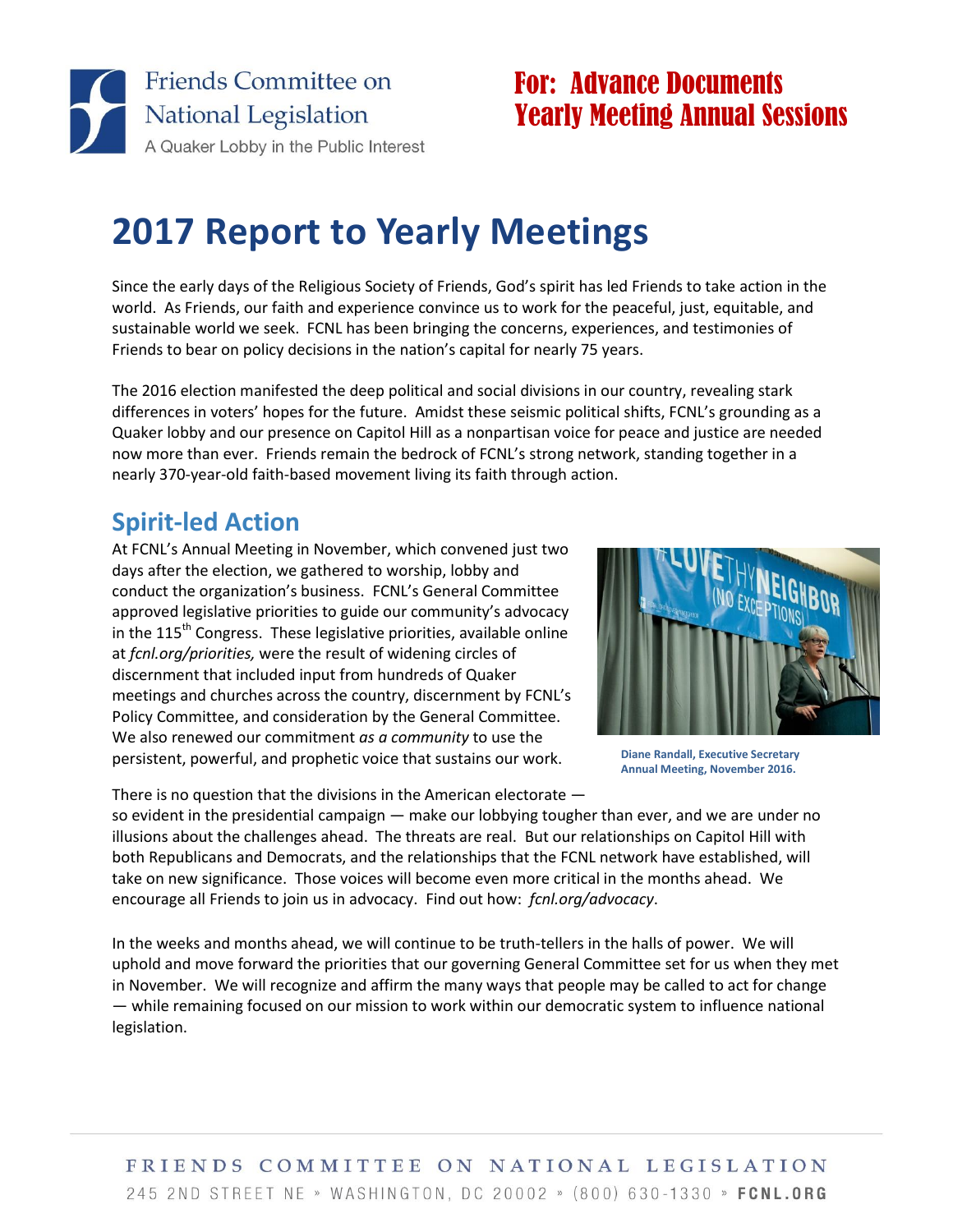Friends Committee on National Legislation
A Quaker Lobby in the Public Interest

**For: Advance Documents**
**Yearly Meeting Annual Sessions**

# 2017 Report to Yearly Meetings

Since the early days of the Religious Society of Friends, God's spirit has led Friends to take action in the world. As Friends, our faith and experience convince us to work for the peaceful, just, equitable, and sustainable world we seek. FCNL has been bringing the concerns, experiences, and testimonies of Friends to bear on policy decisions in the nation's capital for nearly 75 years.

The 2016 election manifested the deep political and social divisions in our country, revealing stark differences in voters' hopes for the future. Amidst these seismic political shifts, FCNL's grounding as a Quaker lobby and our presence on Capitol Hill as a nonpartisan voice for peace and justice are needed now more than ever. Friends remain the bedrock of FCNL's strong network, standing together in a nearly 370-year-old faith-based movement living its faith through action.

## Spirit-led Action

At FCNL's Annual Meeting in November, which convened just two days after the election, we gathered to worship, lobby and conduct the organization's business. FCNL's General Committee approved legislative priorities to guide our community's advocacy in the 115th Congress. These legislative priorities, available online at *fcnl.org/priorities,* were the result of widening circles of discernment that included input from hundreds of Quaker meetings and churches across the country, discernment by FCNL's Policy Committee, and consideration by the General Committee. We also renewed our commitment *as a community* to use the persistent, powerful, and prophetic voice that sustains our work.

**Diane Randall, Executive Secretary Annual Meeting, November 2016.**

There is no question that the divisions in the American electorate — so evident in the presidential campaign — make our lobbying tougher than ever, and we are under no illusions about the challenges ahead. The threats are real. But our relationships on Capitol Hill with both Republicans and Democrats, and the relationships that the FCNL network have established, will take on new significance. Those voices will become even more critical in the months ahead. We encourage all Friends to join us in advocacy. Find out how: *fcnl.org/advocacy*.

In the weeks and months ahead, we will continue to be truth-tellers in the halls of power. We will uphold and move forward the priorities that our governing General Committee set for us when they met in November. We will recognize and affirm the many ways that people may be called to act for change — while remaining focused on our mission to work within our democratic system to influence national legislation.

FRIENDS COMMITTEE ON NATIONAL LEGISLATION
245 2ND STREET NE » WASHINGTON, DC 20002 » (800) 630-1330 » **FCNL.ORG**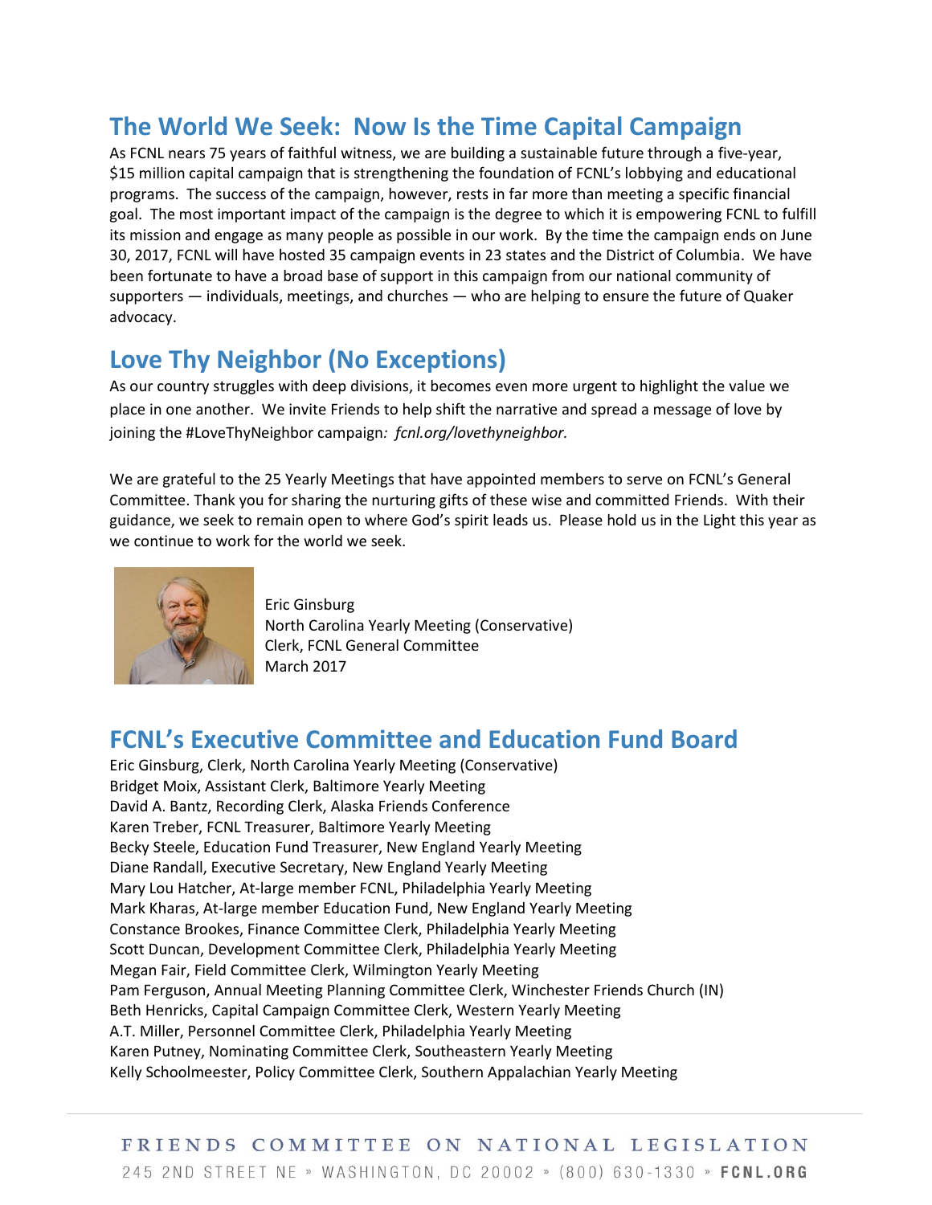## The World We Seek: Now Is the Time Capital Campaign

As FCNL nears 75 years of faithful witness, we are building a sustainable future through a five-year, $15 million capital campaign that is strengthening the foundation of FCNL's lobbying and educational programs. The success of the campaign, however, rests in far more than meeting a specific financial goal. The most important impact of the campaign is the degree to which it is empowering FCNL to fulfill its mission and engage as many people as possible in our work. By the time the campaign ends on June 30, 2017, FCNL will have hosted 35 campaign events in 23 states and the District of Columbia. We have been fortunate to have a broad base of support in this campaign from our national community of supporters — individuals, meetings, and churches — who are helping to ensure the future of Quaker advocacy.

## Love Thy Neighbor (No Exceptions)

As our country struggles with deep divisions, it becomes even more urgent to highlight the value we place in one another. We invite Friends to help shift the narrative and spread a message of love by joining the #LoveThyNeighbor campaign*: fcnl.org/lovethyneighbor.*

We are grateful to the 25 Yearly Meetings that have appointed members to serve on FCNL's General Committee. Thank you for sharing the nurturing gifts of these wise and committed Friends. With their guidance, we seek to remain open to where God's spirit leads us. Please hold us in the Light this year as we continue to work for the world we seek.

Eric Ginsburg
North Carolina Yearly Meeting (Conservative)
Clerk, FCNL General Committee
March 2017

## FCNL's Executive Committee and Education Fund Board

Eric Ginsburg, Clerk, North Carolina Yearly Meeting (Conservative)
Bridget Moix, Assistant Clerk, Baltimore Yearly Meeting
David A. Bantz, Recording Clerk, Alaska Friends Conference
Karen Treber, FCNL Treasurer, Baltimore Yearly Meeting
Becky Steele, Education Fund Treasurer, New England Yearly Meeting
Diane Randall, Executive Secretary, New England Yearly Meeting
Mary Lou Hatcher, At-large member FCNL, Philadelphia Yearly Meeting
Mark Kharas, At-large member Education Fund, New England Yearly Meeting
Constance Brookes, Finance Committee Clerk, Philadelphia Yearly Meeting
Scott Duncan, Development Committee Clerk, Philadelphia Yearly Meeting
Megan Fair, Field Committee Clerk, Wilmington Yearly Meeting
Pam Ferguson, Annual Meeting Planning Committee Clerk, Winchester Friends Church (IN)
Beth Henricks, Capital Campaign Committee Clerk, Western Yearly Meeting
A.T. Miller, Personnel Committee Clerk, Philadelphia Yearly Meeting
Karen Putney, Nominating Committee Clerk, Southeastern Yearly Meeting
Kelly Schoolmeester, Policy Committee Clerk, Southern Appalachian Yearly Meeting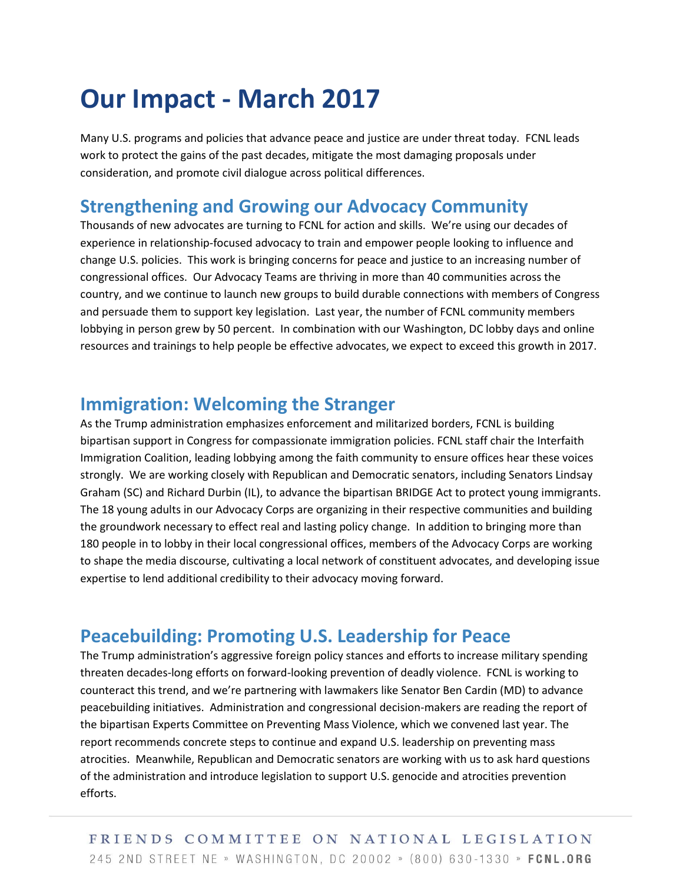# Our Impact - March 2017

Many U.S. programs and policies that advance peace and justice are under threat today. FCNL leads work to protect the gains of the past decades, mitigate the most damaging proposals under consideration, and promote civil dialogue across political differences.

## Strengthening and Growing our Advocacy Community

Thousands of new advocates are turning to FCNL for action and skills. We're using our decades of experience in relationship-focused advocacy to train and empower people looking to influence and change U.S. policies. This work is bringing concerns for peace and justice to an increasing number of congressional offices. Our Advocacy Teams are thriving in more than 40 communities across the country, and we continue to launch new groups to build durable connections with members of Congress and persuade them to support key legislation. Last year, the number of FCNL community members lobbying in person grew by 50 percent. In combination with our Washington, DC lobby days and online resources and trainings to help people be effective advocates, we expect to exceed this growth in 2017.

## Immigration: Welcoming the Stranger

As the Trump administration emphasizes enforcement and militarized borders, FCNL is building bipartisan support in Congress for compassionate immigration policies. FCNL staff chair the Interfaith Immigration Coalition, leading lobbying among the faith community to ensure offices hear these voices strongly. We are working closely with Republican and Democratic senators, including Senators Lindsay Graham (SC) and Richard Durbin (IL), to advance the bipartisan BRIDGE Act to protect young immigrants. The 18 young adults in our Advocacy Corps are organizing in their respective communities and building the groundwork necessary to effect real and lasting policy change. In addition to bringing more than 180 people in to lobby in their local congressional offices, members of the Advocacy Corps are working to shape the media discourse, cultivating a local network of constituent advocates, and developing issue expertise to lend additional credibility to their advocacy moving forward.

## Peacebuilding: Promoting U.S. Leadership for Peace

The Trump administration's aggressive foreign policy stances and efforts to increase military spending threaten decades-long efforts on forward-looking prevention of deadly violence. FCNL is working to counteract this trend, and we're partnering with lawmakers like Senator Ben Cardin (MD) to advance peacebuilding initiatives. Administration and congressional decision-makers are reading the report of the bipartisan Experts Committee on Preventing Mass Violence, which we convened last year. The report recommends concrete steps to continue and expand U.S. leadership on preventing mass atrocities. Meanwhile, Republican and Democratic senators are working with us to ask hard questions of the administration and introduce legislation to support U.S. genocide and atrocities prevention efforts.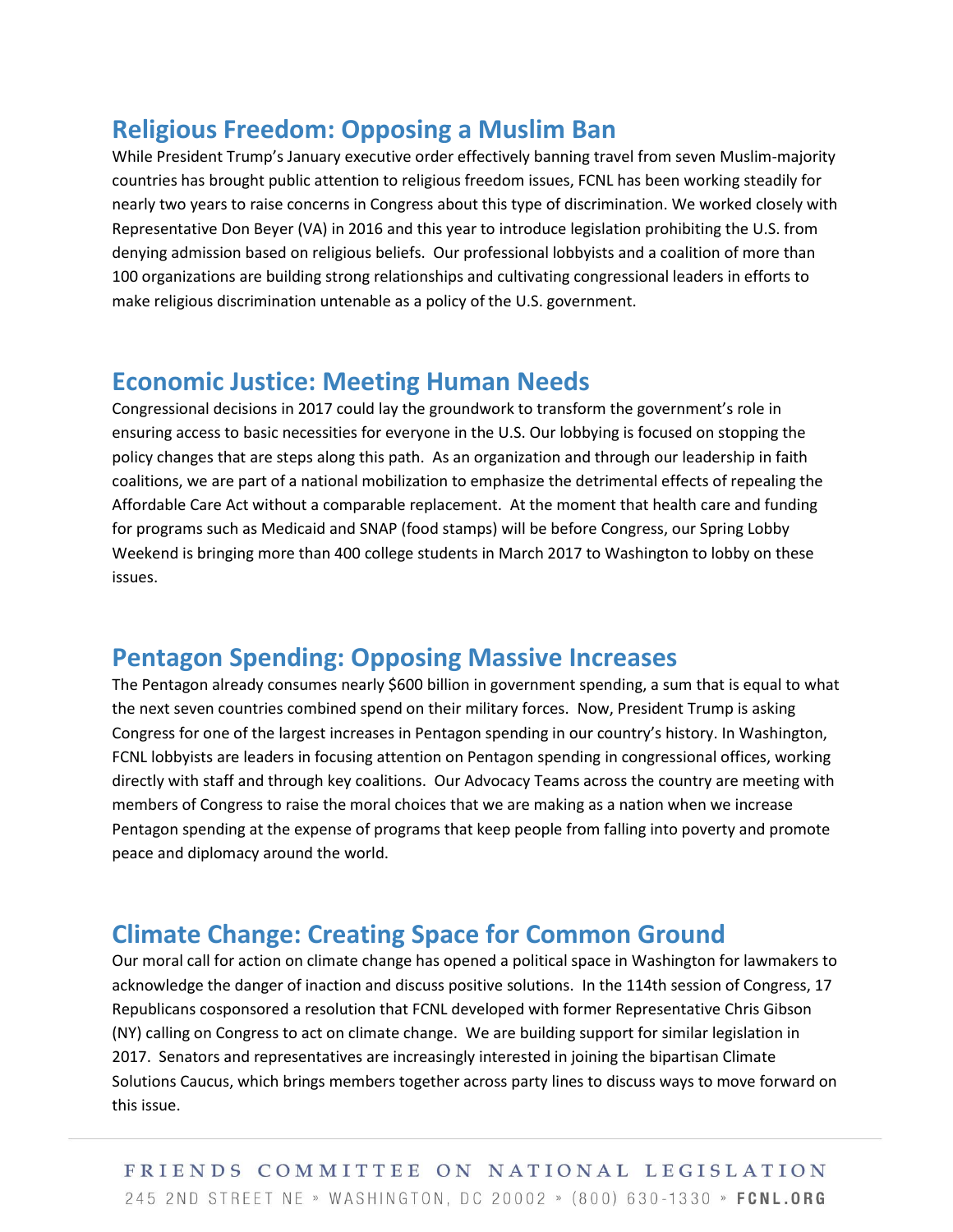## Religious Freedom: Opposing a Muslim Ban

While President Trump's January executive order effectively banning travel from seven Muslim-majority countries has brought public attention to religious freedom issues, FCNL has been working steadily for nearly two years to raise concerns in Congress about this type of discrimination. We worked closely with Representative Don Beyer (VA) in 2016 and this year to introduce legislation prohibiting the U.S. from denying admission based on religious beliefs. Our professional lobbyists and a coalition of more than 100 organizations are building strong relationships and cultivating congressional leaders in efforts to make religious discrimination untenable as a policy of the U.S. government.

## Economic Justice: Meeting Human Needs

Congressional decisions in 2017 could lay the groundwork to transform the government's role in ensuring access to basic necessities for everyone in the U.S. Our lobbying is focused on stopping the policy changes that are steps along this path. As an organization and through our leadership in faith coalitions, we are part of a national mobilization to emphasize the detrimental effects of repealing the Affordable Care Act without a comparable replacement. At the moment that health care and funding for programs such as Medicaid and SNAP (food stamps) will be before Congress, our Spring Lobby Weekend is bringing more than 400 college students in March 2017 to Washington to lobby on these issues.

## Pentagon Spending: Opposing Massive Increases

The Pentagon already consumes nearly $600 billion in government spending, a sum that is equal to what the next seven countries combined spend on their military forces. Now, President Trump is asking Congress for one of the largest increases in Pentagon spending in our country's history. In Washington, FCNL lobbyists are leaders in focusing attention on Pentagon spending in congressional offices, working directly with staff and through key coalitions. Our Advocacy Teams across the country are meeting with members of Congress to raise the moral choices that we are making as a nation when we increase Pentagon spending at the expense of programs that keep people from falling into poverty and promote peace and diplomacy around the world.

## Climate Change: Creating Space for Common Ground

Our moral call for action on climate change has opened a political space in Washington for lawmakers to acknowledge the danger of inaction and discuss positive solutions. In the 114th session of Congress, 17 Republicans cosponsored a resolution that FCNL developed with former Representative Chris Gibson (NY) calling on Congress to act on climate change. We are building support for similar legislation in 2017. Senators and representatives are increasingly interested in joining the bipartisan Climate Solutions Caucus, which brings members together across party lines to discuss ways to move forward on this issue.